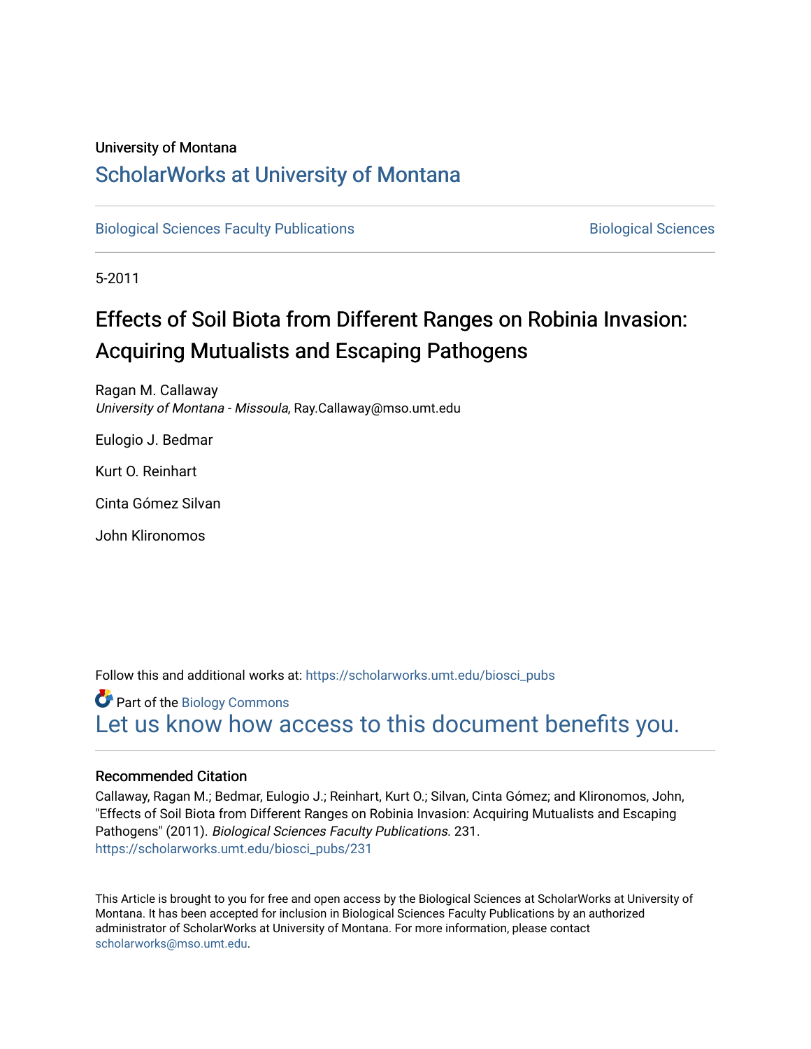University of Montana

# ScholarWorks at University of Montana

Biological Sciences Faculty Publications | Biological Sciences

5-2011

# Effects of Soil Biota from Different Ranges on Robinia Invasion: Acquiring Mutualists and Escaping Pathogens

Ragan M. Callaway
*University of Montana - Missoula*, Ray.Callaway@mso.umt.edu

Eulogio J. Bedmar

Kurt O. Reinhart

Cinta Gómez Silvan

John Klironomos

Follow this and additional works at: https://scholarworks.umt.edu/biosci_pubs

Part of the Biology Commons

Let us know how access to this document benefits you.

## Recommended Citation

Callaway, Ragan M.; Bedmar, Eulogio J.; Reinhart, Kurt O.; Silvan, Cinta Gómez; and Klironomos, John, "Effects of Soil Biota from Different Ranges on Robinia Invasion: Acquiring Mutualists and Escaping Pathogens" (2011). *Biological Sciences Faculty Publications*. 231.
https://scholarworks.umt.edu/biosci_pubs/231

This Article is brought to you for free and open access by the Biological Sciences at ScholarWorks at University of Montana. It has been accepted for inclusion in Biological Sciences Faculty Publications by an authorized administrator of ScholarWorks at University of Montana. For more information, please contact scholarworks@mso.umt.edu.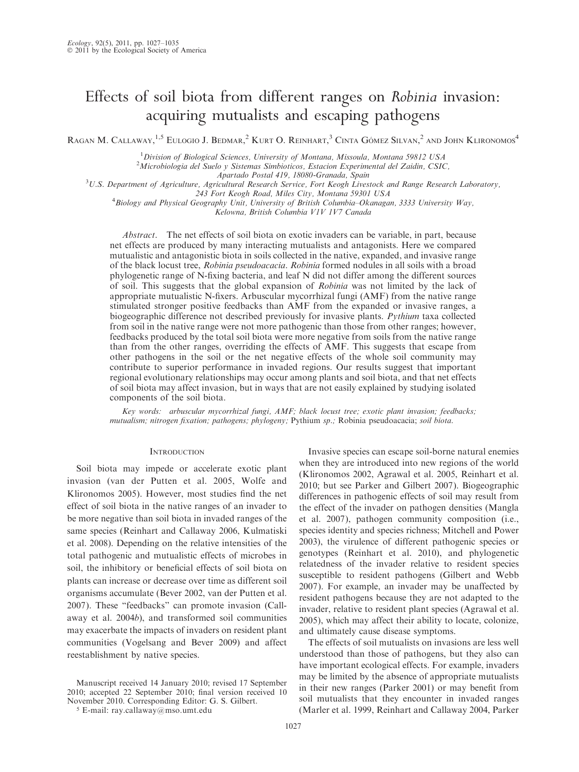# Effects of soil biota from different ranges on *Robinia* invasion: acquiring mutualists and escaping pathogens

Ragan M. Callaway,[1,5] Eulogio J. Bedmar,[2] Kurt O. Reinhart,[3] Cinta Gómez Silvan,[2] and John Klironomos[4]

[1]*Division of Biological Sciences, University of Montana, Missoula, Montana 59812 USA*
[2]*Microbiologia del Suelo y Sistemas Simbioticos, Estacion Experimental del Zaidin, CSIC, Apartado Postal 419, 18080-Granada, Spain*
[3]*U.S. Department of Agriculture, Agricultural Research Service, Fort Keogh Livestock and Range Research Laboratory, 243 Fort Keogh Road, Miles City, Montana 59301 USA*
[4]*Biology and Physical Geography Unit, University of British Columbia–Okanagan, 3333 University Way, Kelowna, British Columbia V1V 1V7 Canada*

*Abstract*. The net effects of soil biota on exotic invaders can be variable, in part, because net effects are produced by many interacting mutualists and antagonists. Here we compared mutualistic and antagonistic biota in soils collected in the native, expanded, and invasive range of the black locust tree, *Robinia pseudoacacia*. *Robinia* formed nodules in all soils with a broad phylogenetic range of N-fixing bacteria, and leaf N did not differ among the different sources of soil. This suggests that the global expansion of *Robinia* was not limited by the lack of appropriate mutualistic N-fixers. Arbuscular mycorrhizal fungi (AMF) from the native range stimulated stronger positive feedbacks than AMF from the expanded or invasive ranges, a biogeographic difference not described previously for invasive plants. *Pythium* taxa collected from soil in the native range were not more pathogenic than those from other ranges; however, feedbacks produced by the total soil biota were more negative from soils from the native range than from the other ranges, overriding the effects of AMF. This suggests that escape from other pathogens in the soil or the net negative effects of the whole soil community may contribute to superior performance in invaded regions. Our results suggest that important regional evolutionary relationships may occur among plants and soil biota, and that net effects of soil biota may affect invasion, but in ways that are not easily explained by studying isolated components of the soil biota.

*Key words:* arbuscular mycorrhizal fungi, AMF; black locust tree; exotic plant invasion; feedbacks; mutualism; nitrogen fixation; pathogens; phylogeny; *Pythium sp.;* Robinia pseudoacacia; *soil biota.*

## Introduction

Soil biota may impede or accelerate exotic plant invasion (van der Putten et al. 2005, Wolfe and Klironomos 2005). However, most studies find the net effect of soil biota in the native ranges of an invader to be more negative than soil biota in invaded ranges of the same species (Reinhart and Callaway 2006, Kulmatiski et al. 2008). Depending on the relative intensities of the total pathogenic and mutualistic effects of microbes in soil, the inhibitory or beneficial effects of soil biota on plants can increase or decrease over time as different soil organisms accumulate (Bever 2002, van der Putten et al. 2007). These "feedbacks" can promote invasion (Callaway et al. 2004*b*), and transformed soil communities may exacerbate the impacts of invaders on resident plant communities (Vogelsang and Bever 2009) and affect reestablishment by native species.

Invasive species can escape soil-borne natural enemies when they are introduced into new regions of the world (Klironomos 2002, Agrawal et al. 2005, Reinhart et al. 2010; but see Parker and Gilbert 2007). Biogeographic differences in pathogenic effects of soil may result from the effect of the invader on pathogen densities (Mangla et al. 2007), pathogen community composition (i.e., species identity and species richness; Mitchell and Power 2003), the virulence of different pathogenic species or genotypes (Reinhart et al. 2010), and phylogenetic relatedness of the invader relative to resident species susceptible to resident pathogens (Gilbert and Webb 2007). For example, an invader may be unaffected by resident pathogens because they are not adapted to the invader, relative to resident plant species (Agrawal et al. 2005), which may affect their ability to locate, colonize, and ultimately cause disease symptoms.

The effects of soil mutualists on invasions are less well understood than those of pathogens, but they also can have important ecological effects. For example, invaders may be limited by the absence of appropriate mutualists in their new ranges (Parker 2001) or may benefit from soil mutualists that they encounter in invaded ranges (Marler et al. 1999, Reinhart and Callaway 2004, Parker

Manuscript received 14 January 2010; revised 17 September 2010; accepted 22 September 2010; final version received 10 November 2010. Corresponding Editor: G. S. Gilbert.

[5] E-mail: ray.callaway@mso.umt.edu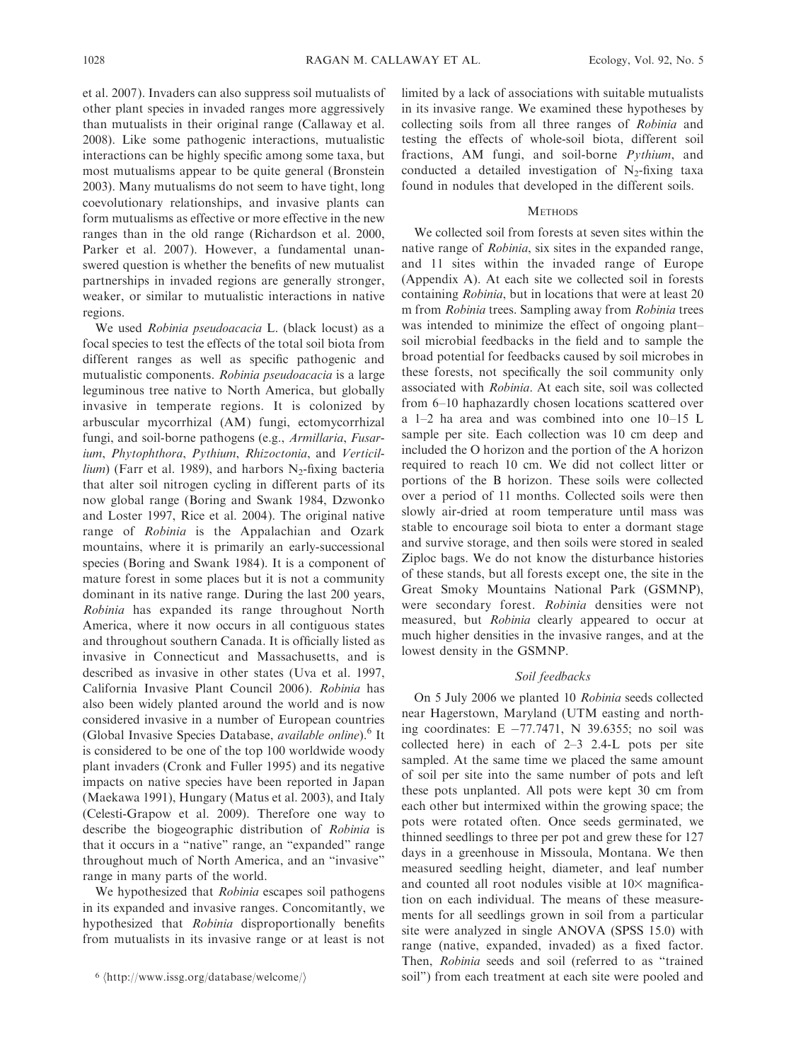et al. 2007). Invaders can also suppress soil mutualists of other plant species in invaded ranges more aggressively than mutualists in their original range (Callaway et al. 2008). Like some pathogenic interactions, mutualistic interactions can be highly specific among some taxa, but most mutualisms appear to be quite general (Bronstein 2003). Many mutualisms do not seem to have tight, long coevolutionary relationships, and invasive plants can form mutualisms as effective or more effective in the new ranges than in the old range (Richardson et al. 2000, Parker et al. 2007). However, a fundamental unanswered question is whether the benefits of new mutualist partnerships in invaded regions are generally stronger, weaker, or similar to mutualistic interactions in native regions.

We used *Robinia pseudoacacia* L. (black locust) as a focal species to test the effects of the total soil biota from different ranges as well as specific pathogenic and mutualistic components. *Robinia pseudoacacia* is a large leguminous tree native to North America, but globally invasive in temperate regions. It is colonized by arbuscular mycorrhizal (AM) fungi, ectomycorrhizal fungi, and soil-borne pathogens (e.g., *Armillaria*, *Fusarium*, *Phytophthora*, *Pythium*, *Rhizoctonia*, and *Verticillium*) (Farr et al. 1989), and harbors $N_2$-fixing bacteria that alter soil nitrogen cycling in different parts of its now global range (Boring and Swank 1984, Dzwonko and Loster 1997, Rice et al. 2004). The original native range of *Robinia* is the Appalachian and Ozark mountains, where it is primarily an early-successional species (Boring and Swank 1984). It is a component of mature forest in some places but it is not a community dominant in its native range. During the last 200 years, *Robinia* has expanded its range throughout North America, where it now occurs in all contiguous states and throughout southern Canada. It is officially listed as invasive in Connecticut and Massachusetts, and is described as invasive in other states (Uva et al. 1997, California Invasive Plant Council 2006). *Robinia* has also been widely planted around the world and is now considered invasive in a number of European countries (Global Invasive Species Database, *available online*).[6] It is considered to be one of the top 100 worldwide woody plant invaders (Cronk and Fuller 1995) and its negative impacts on native species have been reported in Japan (Maekawa 1991), Hungary (Matus et al. 2003), and Italy (Celesti-Grapow et al. 2009). Therefore one way to describe the biogeographic distribution of *Robinia* is that it occurs in a "native" range, an "expanded" range throughout much of North America, and an "invasive" range in many parts of the world.

We hypothesized that *Robinia* escapes soil pathogens in its expanded and invasive ranges. Concomitantly, we hypothesized that *Robinia* disproportionally benefits from mutualists in its invasive range or at least is not limited by a lack of associations with suitable mutualists in its invasive range. We examined these hypotheses by collecting soils from all three ranges of *Robinia* and testing the effects of whole-soil biota, different soil fractions, AM fungi, and soil-borne *Pythium*, and conducted a detailed investigation of $N_2$-fixing taxa found in nodules that developed in the different soils.

## Methods

We collected soil from forests at seven sites within the native range of *Robinia*, six sites in the expanded range, and 11 sites within the invaded range of Europe (Appendix A). At each site we collected soil in forests containing *Robinia*, but in locations that were at least 20 m from *Robinia* trees. Sampling away from *Robinia* trees was intended to minimize the effect of ongoing plant–soil microbial feedbacks in the field and to sample the broad potential for feedbacks caused by soil microbes in these forests, not specifically the soil community only associated with *Robinia*. At each site, soil was collected from 6–10 haphazardly chosen locations scattered over a 1–2 ha area and was combined into one 10–15 L sample per site. Each collection was 10 cm deep and included the O horizon and the portion of the A horizon required to reach 10 cm. We did not collect litter or portions of the B horizon. These soils were collected over a period of 11 months. Collected soils were then slowly air-dried at room temperature until mass was stable to encourage soil biota to enter a dormant stage and survive storage, and then soils were stored in sealed Ziploc bags. We do not know the disturbance histories of these stands, but all forests except one, the site in the Great Smoky Mountains National Park (GSMNP), were secondary forest. *Robinia* densities were not measured, but *Robinia* clearly appeared to occur at much higher densities in the invasive ranges, and at the lowest density in the GSMNP.

### Soil feedbacks

On 5 July 2006 we planted 10 *Robinia* seeds collected near Hagerstown, Maryland (UTM easting and northing coordinates: E −77.7471, N 39.6355; no soil was collected here) in each of 2–3 2.4-L pots per site sampled. At the same time we placed the same amount of soil per site into the same number of pots and left these pots unplanted. All pots were kept 30 cm from each other but intermixed within the growing space; the pots were rotated often. Once seeds germinated, we thinned seedlings to three per pot and grew these for 127 days in a greenhouse in Missoula, Montana. We then measured seedling height, diameter, and leaf number and counted all root nodules visible at 10× magnification on each individual. The means of these measurements for all seedlings grown in soil from a particular site were analyzed in single ANOVA (SPSS 15.0) with range (native, expanded, invaded) as a fixed factor. Then, *Robinia* seeds and soil (referred to as "trained soil") from each treatment at each site were pooled and

[6] ⟨http://www.issg.org/database/welcome/⟩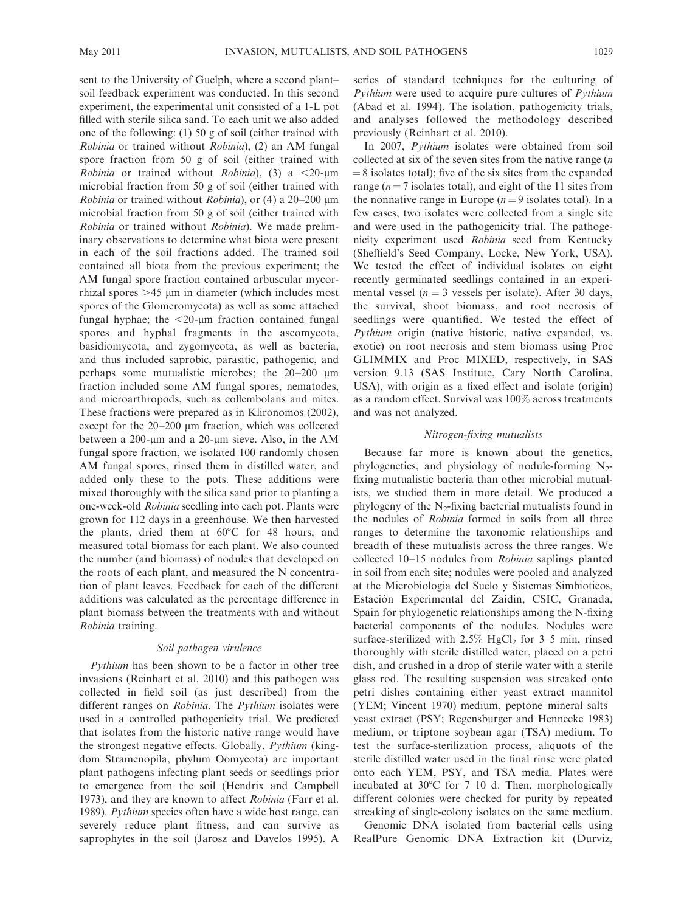sent to the University of Guelph, where a second plant–soil feedback experiment was conducted. In this second experiment, the experimental unit consisted of a 1-L pot filled with sterile silica sand. To each unit we also added one of the following: (1) 50 g of soil (either trained with *Robinia* or trained without *Robinia*), (2) an AM fungal spore fraction from 50 g of soil (either trained with *Robinia* or trained without *Robinia*), (3) a <20-μm microbial fraction from 50 g of soil (either trained with *Robinia* or trained without *Robinia*), or (4) a 20–200 μm microbial fraction from 50 g of soil (either trained with *Robinia* or trained without *Robinia*). We made preliminary observations to determine what biota were present in each of the soil fractions added. The trained soil contained all biota from the previous experiment; the AM fungal spore fraction contained arbuscular mycorrhizal spores >45 μm in diameter (which includes most spores of the Glomeromycota) as well as some attached fungal hyphae; the <20-μm fraction contained fungal spores and hyphal fragments in the ascomycota, basidiomycota, and zygomycota, as well as bacteria, and thus included saprobic, parasitic, pathogenic, and perhaps some mutualistic microbes; the 20–200 μm fraction included some AM fungal spores, nematodes, and microarthropods, such as collembolans and mites. These fractions were prepared as in Klironomos (2002), except for the 20–200 μm fraction, which was collected between a 200-μm and a 20-μm sieve. Also, in the AM fungal spore fraction, we isolated 100 randomly chosen AM fungal spores, rinsed them in distilled water, and added only these to the pots. These additions were mixed thoroughly with the silica sand prior to planting a one-week-old *Robinia* seedling into each pot. Plants were grown for 112 days in a greenhouse. We then harvested the plants, dried them at 60°C for 48 hours, and measured total biomass for each plant. We also counted the number (and biomass) of nodules that developed on the roots of each plant, and measured the N concentration of plant leaves. Feedback for each of the different additions was calculated as the percentage difference in plant biomass between the treatments with and without *Robinia* training.

### *Soil pathogen virulence*

*Pythium* has been shown to be a factor in other tree invasions (Reinhart et al. 2010) and this pathogen was collected in field soil (as just described) from the different ranges on *Robinia*. The *Pythium* isolates were used in a controlled pathogenicity trial. We predicted that isolates from the historic native range would have the strongest negative effects. Globally, *Pythium* (kingdom Stramenopila, phylum Oomycota) are important plant pathogens infecting plant seeds or seedlings prior to emergence from the soil (Hendrix and Campbell 1973), and they are known to affect *Robinia* (Farr et al. 1989). *Pythium* species often have a wide host range, can severely reduce plant fitness, and can survive as saprophytes in the soil (Jarosz and Davelos 1995). A series of standard techniques for the culturing of *Pythium* were used to acquire pure cultures of *Pythium* (Abad et al. 1994). The isolation, pathogenicity trials, and analyses followed the methodology described previously (Reinhart et al. 2010).

In 2007, *Pythium* isolates were obtained from soil collected at six of the seven sites from the native range ($n = 8$ isolates total); five of the six sites from the expanded range ($n = 7$ isolates total), and eight of the 11 sites from the nonnative range in Europe ($n = 9$ isolates total). In a few cases, two isolates were collected from a single site and were used in the pathogenicity trial. The pathogenicity experiment used *Robinia* seed from Kentucky (Sheffield's Seed Company, Locke, New York, USA). We tested the effect of individual isolates on eight recently germinated seedlings contained in an experimental vessel ($n = 3$ vessels per isolate). After 30 days, the survival, shoot biomass, and root necrosis of seedlings were quantified. We tested the effect of *Pythium* origin (native historic, native expanded, vs. exotic) on root necrosis and stem biomass using Proc GLIMMIX and Proc MIXED, respectively, in SAS version 9.13 (SAS Institute, Cary North Carolina, USA), with origin as a fixed effect and isolate (origin) as a random effect. Survival was 100% across treatments and was not analyzed.

### *Nitrogen-fixing mutualists*

Because far more is known about the genetics, phylogenetics, and physiology of nodule-forming $N_2$-fixing mutualistic bacteria than other microbial mutualists, we studied them in more detail. We produced a phylogeny of the $N_2$-fixing bacterial mutualists found in the nodules of *Robinia* formed in soils from all three ranges to determine the taxonomic relationships and breadth of these mutualists across the three ranges. We collected 10–15 nodules from *Robinia* saplings planted in soil from each site; nodules were pooled and analyzed at the Microbiologia del Suelo y Sistemas Simbioticos, Estación Experimental del Zaidín, CSIC, Granada, Spain for phylogenetic relationships among the N-fixing bacterial components of the nodules. Nodules were surface-sterilized with 2.5% $HgCl_2$ for 3–5 min, rinsed thoroughly with sterile distilled water, placed on a petri dish, and crushed in a drop of sterile water with a sterile glass rod. The resulting suspension was streaked onto petri dishes containing either yeast extract mannitol (YEM; Vincent 1970) medium, peptone–mineral salts–yeast extract (PSY; Regensburger and Hennecke 1983) medium, or triptone soybean agar (TSA) medium. To test the surface-sterilization process, aliquots of the sterile distilled water used in the final rinse were plated onto each YEM, PSY, and TSA media. Plates were incubated at 30°C for 7–10 d. Then, morphologically different colonies were checked for purity by repeated streaking of single-colony isolates on the same medium.

Genomic DNA isolated from bacterial cells using RealPure Genomic DNA Extraction kit (Durviz,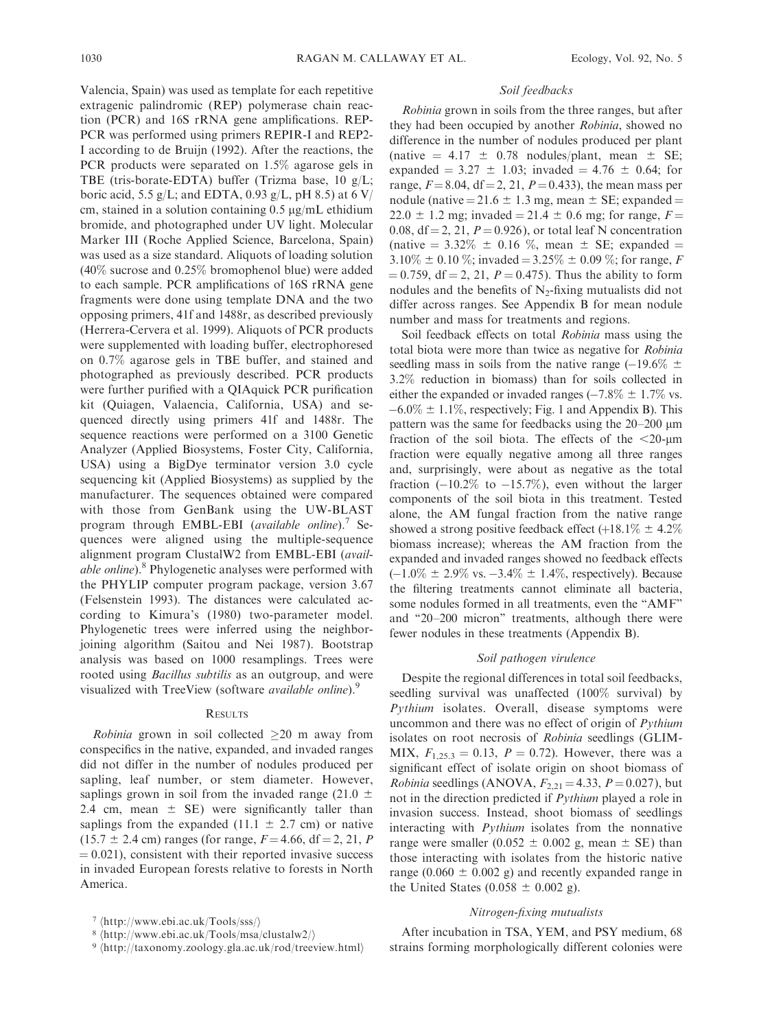Valencia, Spain) was used as template for each repetitive extragenic palindromic (REP) polymerase chain reaction (PCR) and 16S rRNA gene amplifications. REP-PCR was performed using primers REPIR-I and REP2-I according to de Bruijn (1992). After the reactions, the PCR products were separated on 1.5% agarose gels in TBE (tris-borate-EDTA) buffer (Trizma base, 10 g/L; boric acid, 5.5 g/L; and EDTA, 0.93 g/L, pH 8.5) at 6 V/cm, stained in a solution containing 0.5 μg/mL ethidium bromide, and photographed under UV light. Molecular Marker III (Roche Applied Science, Barcelona, Spain) was used as a size standard. Aliquots of loading solution (40% sucrose and 0.25% bromophenol blue) were added to each sample. PCR amplifications of 16S rRNA gene fragments were done using template DNA and the two opposing primers, 41f and 1488r, as described previously (Herrera-Cervera et al. 1999). Aliquots of PCR products were supplemented with loading buffer, electrophoresed on 0.7% agarose gels in TBE buffer, and stained and photographed as previously described. PCR products were further purified with a QIAquick PCR purification kit (Quiagen, Valaencia, California, USA) and sequenced directly using primers 41f and 1488r. The sequence reactions were performed on a 3100 Genetic Analyzer (Applied Biosystems, Foster City, California, USA) using a BigDye terminator version 3.0 cycle sequencing kit (Applied Biosystems) as supplied by the manufacturer. The sequences obtained were compared with those from GenBank using the UW-BLAST program through EMBL-EBI (*available online*).[7] Sequences were aligned using the multiple-sequence alignment program ClustalW2 from EMBL-EBI (*available online*).[8] Phylogenetic analyses were performed with the PHYLIP computer program package, version 3.67 (Felsenstein 1993). The distances were calculated according to Kimura's (1980) two-parameter model. Phylogenetic trees were inferred using the neighbor-joining algorithm (Saitou and Nei 1987). Bootstrap analysis was based on 1000 resamplings. Trees were rooted using *Bacillus subtilis* as an outgroup, and were visualized with TreeView (software *available online*).[9]

## RESULTS

*Robinia* grown in soil collected ≥20 m away from conspecifics in the native, expanded, and invaded ranges did not differ in the number of nodules produced per sapling, leaf number, or stem diameter. However, saplings grown in soil from the invaded range (21.0 ± 2.4 cm, mean ± SE) were significantly taller than saplings from the expanded (11.1 ± 2.7 cm) or native (15.7 ± 2.4 cm) ranges (for range, $F = 4.66$, df = 2, 21, $P = 0.021$), consistent with their reported invasive success in invaded European forests relative to forests in North America.

[7] ⟨http://www.ebi.ac.uk/Tools/sss/⟩

[8] ⟨http://www.ebi.ac.uk/Tools/msa/clustalw2/⟩

[9] ⟨http://taxonomy.zoology.gla.ac.uk/rod/treeview.html⟩

### *Soil feedbacks*

*Robinia* grown in soils from the three ranges, but after they had been occupied by another *Robinia*, showed no difference in the number of nodules produced per plant (native = 4.17 ± 0.78 nodules/plant, mean ± SE; expanded = 3.27 ± 1.03; invaded = 4.76 ± 0.64; for range, $F = 8.04$, df = 2, 21, $P = 0.433$), the mean mass per nodule (native = 21.6 ± 1.3 mg, mean ± SE; expanded = 22.0 ± 1.2 mg; invaded = 21.4 ± 0.6 mg; for range, $F = 0.08$, df = 2, 21, $P = 0.926$), or total leaf N concentration (native = 3.32% ± 0.16 %, mean ± SE; expanded = 3.10% ± 0.10 %; invaded = 3.25% ± 0.09 %; for range, $F = 0.759$, df = 2, 21, $P = 0.475$). Thus the ability to form nodules and the benefits of $N_2$-fixing mutualists did not differ across ranges. See Appendix B for mean nodule number and mass for treatments and regions.

Soil feedback effects on total *Robinia* mass using the total biota were more than twice as negative for *Robinia* seedling mass in soils from the native range (−19.6% ± 3.2% reduction in biomass) than for soils collected in either the expanded or invaded ranges (−7.8% ± 1.7% vs. −6.0% ± 1.1%, respectively; Fig. 1 and Appendix B). This pattern was the same for feedbacks using the 20–200 μm fraction of the soil biota. The effects of the <20-μm fraction were equally negative among all three ranges and, surprisingly, were about as negative as the total fraction (−10.2% to −15.7%), even without the larger components of the soil biota in this treatment. Tested alone, the AM fungal fraction from the native range showed a strong positive feedback effect (+18.1% ± 4.2% biomass increase); whereas the AM fraction from the expanded and invaded ranges showed no feedback effects (−1.0% ± 2.9% vs. −3.4% ± 1.4%, respectively). Because the filtering treatments cannot eliminate all bacteria, some nodules formed in all treatments, even the "AMF" and "20–200 micron" treatments, although there were fewer nodules in these treatments (Appendix B).

### *Soil pathogen virulence*

Despite the regional differences in total soil feedbacks, seedling survival was unaffected (100% survival) by *Pythium* isolates. Overall, disease symptoms were uncommon and there was no effect of origin of *Pythium* isolates on root necrosis of *Robinia* seedlings (GLIMMIX, $F_{1,25.3} = 0.13$, $P = 0.72$). However, there was a significant effect of isolate origin on shoot biomass of *Robinia* seedlings (ANOVA, $F_{2,21} = 4.33$, $P = 0.027$), but not in the direction predicted if *Pythium* played a role in invasion success. Instead, shoot biomass of seedlings interacting with *Pythium* isolates from the nonnative range were smaller (0.052 ± 0.002 g, mean ± SE) than those interacting with isolates from the historic native range (0.060 ± 0.002 g) and recently expanded range in the United States (0.058 ± 0.002 g).

### *Nitrogen-fixing mutualists*

After incubation in TSA, YEM, and PSY medium, 68 strains forming morphologically different colonies were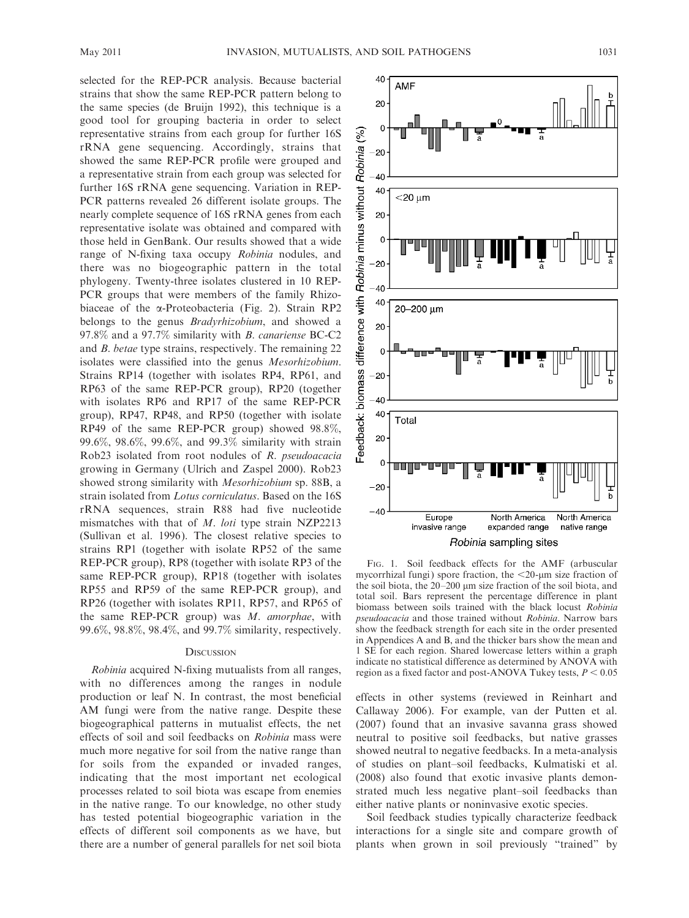selected for the REP-PCR analysis. Because bacterial strains that show the same REP-PCR pattern belong to the same species (de Bruijn 1992), this technique is a good tool for grouping bacteria in order to select representative strains from each group for further 16S rRNA gene sequencing. Accordingly, strains that showed the same REP-PCR profile were grouped and a representative strain from each group was selected for further 16S rRNA gene sequencing. Variation in REP-PCR patterns revealed 26 different isolate groups. The nearly complete sequence of 16S rRNA genes from each representative isolate was obtained and compared with those held in GenBank. Our results showed that a wide range of N-fixing taxa occupy *Robinia* nodules, and there was no biogeographic pattern in the total phylogeny. Twenty-three isolates clustered in 10 REP-PCR groups that were members of the family Rhizobiaceae of the α-Proteobacteria (Fig. 2). Strain RP2 belongs to the genus *Bradyrhizobium*, and showed a 97.8% and a 97.7% similarity with *B. canariense* BC-C2 and *B. betae* type strains, respectively. The remaining 22 isolates were classified into the genus *Mesorhizobium*. Strains RP14 (together with isolates RP4, RP61, and RP63 of the same REP-PCR group), RP20 (together with isolates RP6 and RP17 of the same REP-PCR group), RP47, RP48, and RP50 (together with isolate RP49 of the same REP-PCR group) showed 98.8%, 99.6%, 98.6%, 99.6%, and 99.3% similarity with strain Rob23 isolated from root nodules of *R. pseudoacacia* growing in Germany (Ulrich and Zaspel 2000). Rob23 showed strong similarity with *Mesorhizobium* sp. 88B, a strain isolated from *Lotus corniculatus*. Based on the 16S rRNA sequences, strain R88 had five nucleotide mismatches with that of *M. loti* type strain NZP2213 (Sullivan et al. 1996). The closest relative species to strains RP1 (together with isolate RP52 of the same REP-PCR group), RP8 (together with isolate RP3 of the same REP-PCR group), RP18 (together with isolates RP55 and RP59 of the same REP-PCR group), and RP26 (together with isolates RP11, RP57, and RP65 of the same REP-PCR group) was *M. amorphae*, with 99.6%, 98.8%, 98.4%, and 99.7% similarity, respectively.

## Discussion

*Robinia* acquired N-fixing mutualists from all ranges, with no differences among the ranges in nodule production or leaf N. In contrast, the most beneficial AM fungi were from the native range. Despite these biogeographical patterns in mutualist effects, the net effects of soil and soil feedbacks on *Robinia* mass were much more negative for soil from the native range than for soils from the expanded or invaded ranges, indicating that the most important net ecological processes related to soil biota was escape from enemies in the native range. To our knowledge, no other study has tested potential biogeographic variation in the effects of different soil components as we have, but there are a number of general parallels for net soil biota effects in other systems (reviewed in Reinhart and Callaway 2006). For example, van der Putten et al. (2007) found that an invasive savanna grass showed neutral to positive soil feedbacks, but native grasses showed neutral to negative feedbacks. In a meta-analysis of studies on plant–soil feedbacks, Kulmatiski et al. (2008) also found that exotic invasive plants demonstrated much less negative plant–soil feedbacks than either native plants or noninvasive exotic species.

Soil feedback studies typically characterize feedback interactions for a single site and compare growth of plants when grown in soil previously "trained" by

Fig. 1. Soil feedback effects for the AMF (arbuscular mycorrhizal fungi) spore fraction, the <20-μm size fraction of the soil biota, the 20–200 μm size fraction of the soil biota, and total soil. Bars represent the percentage difference in plant biomass between soils trained with the black locust *Robinia pseudoacacia* and those trained without *Robinia*. Narrow bars show the feedback strength for each site in the order presented in Appendices A and B, and the thicker bars show the mean and 1 SE for each region. Shared lowercase letters within a graph indicate no statistical difference as determined by ANOVA with region as a fixed factor and post-ANOVA Tukey tests, $P < 0.05$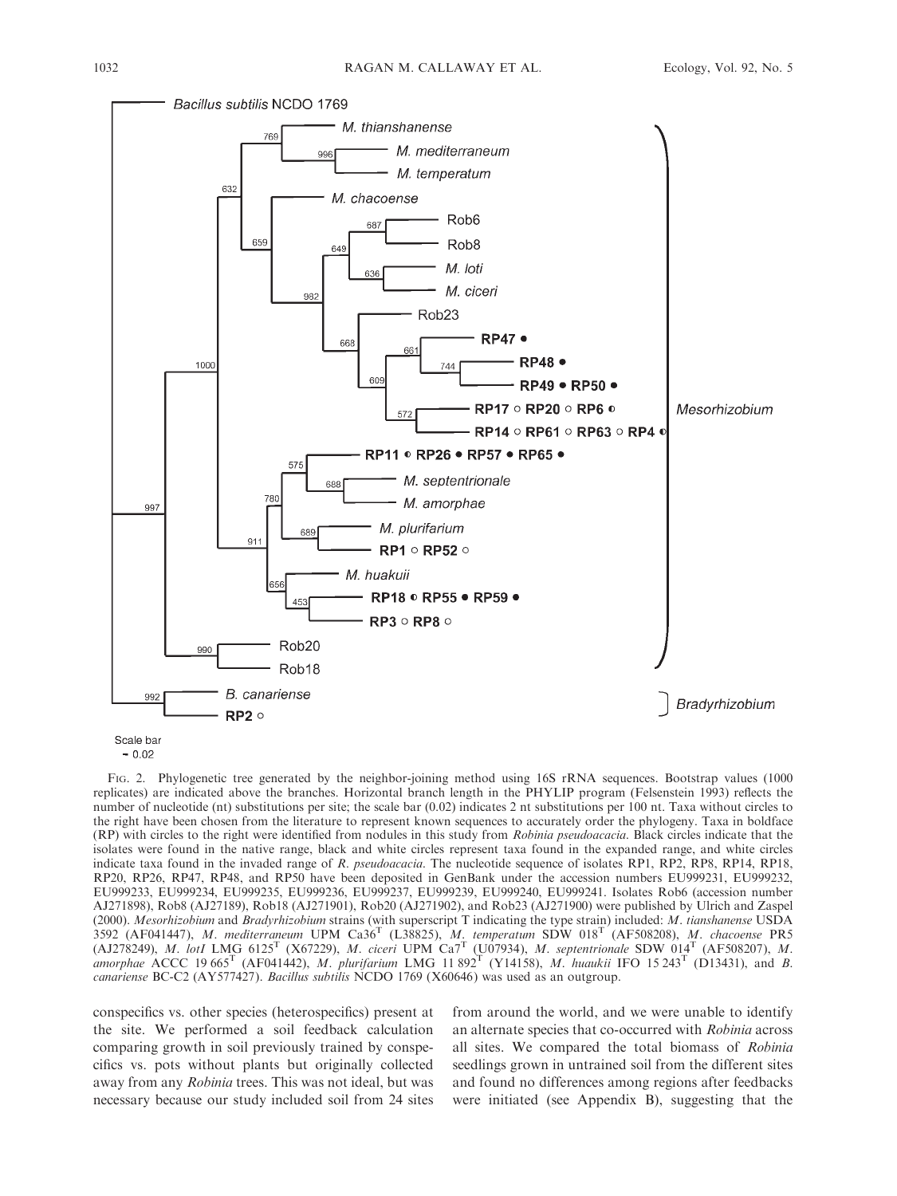FIG. 2. Phylogenetic tree generated by the neighbor-joining method using 16S rRNA sequences. Bootstrap values (1000 replicates) are indicated above the branches. Horizontal branch length in the PHYLIP program (Felsenstein 1993) reflects the number of nucleotide (nt) substitutions per site; the scale bar (0.02) indicates 2 nt substitutions per 100 nt. Taxa without circles to the right have been chosen from the literature to represent known sequences to accurately order the phylogeny. Taxa in boldface (RP) with circles to the right were identified from nodules in this study from *Robinia pseudoacacia*. Black circles indicate that the isolates were found in the native range, black and white circles represent taxa found in the expanded range, and white circles indicate taxa found in the invaded range of *R. pseudoacacia*. The nucleotide sequence of isolates RP1, RP2, RP8, RP14, RP18, RP20, RP26, RP47, RP48, and RP50 have been deposited in GenBank under the accession numbers EU999231, EU999232, EU999233, EU999234, EU999235, EU999236, EU999237, EU999239, EU999240, EU999241. Isolates Rob6 (accession number AJ271898), Rob8 (AJ27189), Rob18 (AJ271901), Rob20 (AJ271902), and Rob23 (AJ271900) were published by Ulrich and Zaspel (2000). *Mesorhizobium* and *Bradyrhizobium* strains (with superscript T indicating the type strain) included: *M. tianshanense* USDA 3592 (AF041447), *M. mediterraneum* UPM Ca36$^T$ (L38825), *M. temperatum* SDW 018$^T$ (AF508208), *M. chacoense* PR5 (AJ278249), *M. lotI* LMG 6125$^T$ (X67229), *M. ciceri* UPM Ca7$^T$ (U07934), *M. septentrionale* SDW 014$^T$ (AF508207), *M. amorphae* ACCC 19 665$^T$ (AF041442), *M. plurifarium* LMG 11 892$^T$ (Y14158), *M. huaukii* IFO 15 243$^T$ (D13431), and *B. canariense* BC-C2 (AY577427). *Bacillus subtilis* NCDO 1769 (X60646) was used as an outgroup.

conspecifics vs. other species (heterospecifics) present at the site. We performed a soil feedback calculation comparing growth in soil previously trained by conspecifics vs. pots without plants but originally collected away from any *Robinia* trees. This was not ideal, but was necessary because our study included soil from 24 sites from around the world, and we were unable to identify an alternate species that co-occurred with *Robinia* across all sites. We compared the total biomass of *Robinia* seedlings grown in untrained soil from the different sites and found no differences among regions after feedbacks were initiated (see Appendix B), suggesting that the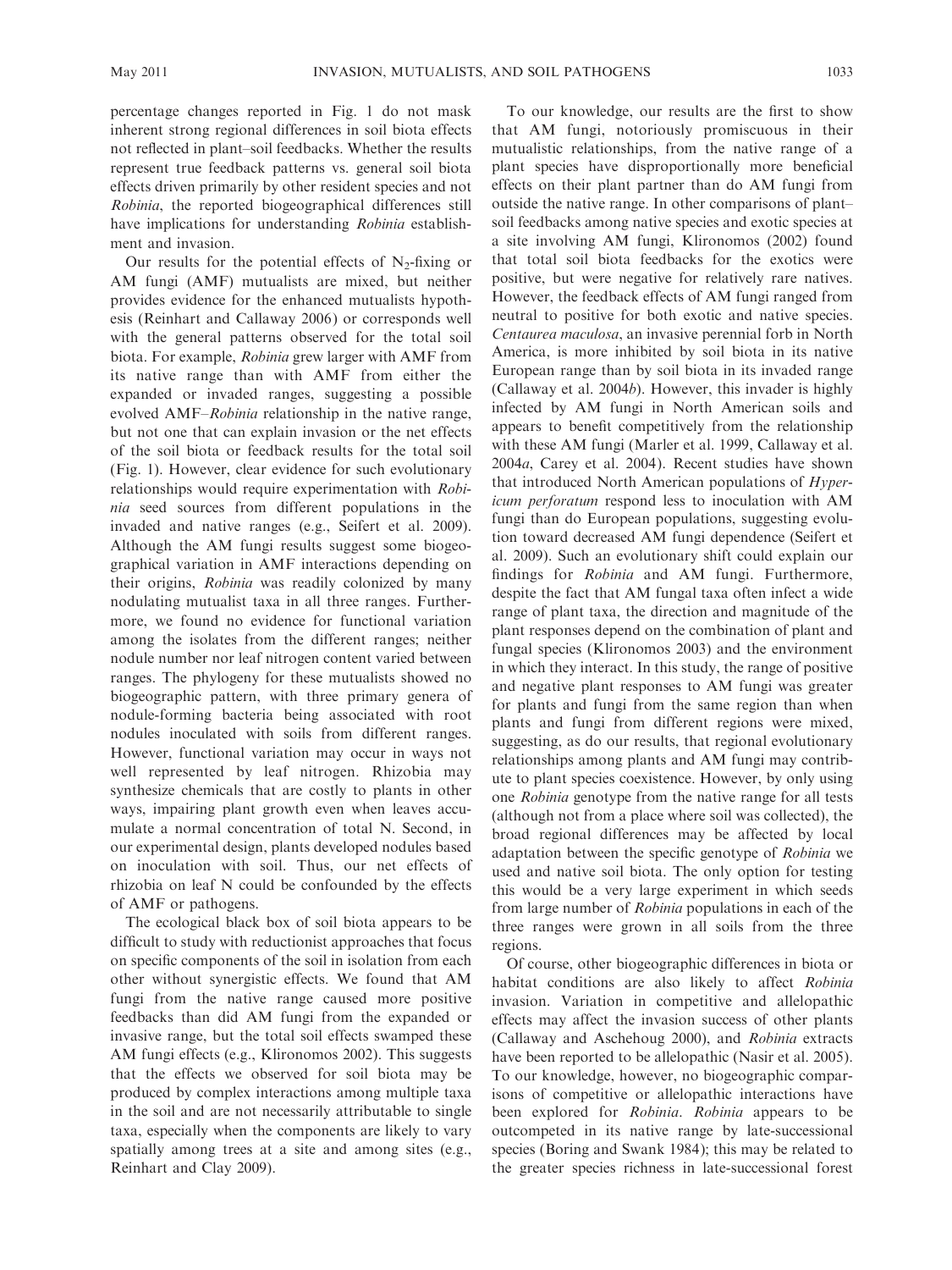percentage changes reported in Fig. 1 do not mask inherent strong regional differences in soil biota effects not reflected in plant–soil feedbacks. Whether the results represent true feedback patterns vs. general soil biota effects driven primarily by other resident species and not *Robinia*, the reported biogeographical differences still have implications for understanding *Robinia* establishment and invasion.

Our results for the potential effects of $N_2$-fixing or AM fungi (AMF) mutualists are mixed, but neither provides evidence for the enhanced mutualists hypothesis (Reinhart and Callaway 2006) or corresponds well with the general patterns observed for the total soil biota. For example, *Robinia* grew larger with AMF from its native range than with AMF from either the expanded or invaded ranges, suggesting a possible evolved AMF–*Robinia* relationship in the native range, but not one that can explain invasion or the net effects of the soil biota or feedback results for the total soil (Fig. 1). However, clear evidence for such evolutionary relationships would require experimentation with *Robinia* seed sources from different populations in the invaded and native ranges (e.g., Seifert et al. 2009). Although the AM fungi results suggest some biogeographical variation in AMF interactions depending on their origins, *Robinia* was readily colonized by many nodulating mutualist taxa in all three ranges. Furthermore, we found no evidence for functional variation among the isolates from the different ranges; neither nodule number nor leaf nitrogen content varied between ranges. The phylogeny for these mutualists showed no biogeographic pattern, with three primary genera of nodule-forming bacteria being associated with root nodules inoculated with soils from different ranges. However, functional variation may occur in ways not well represented by leaf nitrogen. Rhizobia may synthesize chemicals that are costly to plants in other ways, impairing plant growth even when leaves accumulate a normal concentration of total N. Second, in our experimental design, plants developed nodules based on inoculation with soil. Thus, our net effects of rhizobia on leaf N could be confounded by the effects of AMF or pathogens.

The ecological black box of soil biota appears to be difficult to study with reductionist approaches that focus on specific components of the soil in isolation from each other without synergistic effects. We found that AM fungi from the native range caused more positive feedbacks than did AM fungi from the expanded or invasive range, but the total soil effects swamped these AM fungi effects (e.g., Klironomos 2002). This suggests that the effects we observed for soil biota may be produced by complex interactions among multiple taxa in the soil and are not necessarily attributable to single taxa, especially when the components are likely to vary spatially among trees at a site and among sites (e.g., Reinhart and Clay 2009).

To our knowledge, our results are the first to show that AM fungi, notoriously promiscuous in their mutualistic relationships, from the native range of a plant species have disproportionally more beneficial effects on their plant partner than do AM fungi from outside the native range. In other comparisons of plant–soil feedbacks among native species and exotic species at a site involving AM fungi, Klironomos (2002) found that total soil biota feedbacks for the exotics were positive, but were negative for relatively rare natives. However, the feedback effects of AM fungi ranged from neutral to positive for both exotic and native species. *Centaurea maculosa*, an invasive perennial forb in North America, is more inhibited by soil biota in its native European range than by soil biota in its invaded range (Callaway et al. 2004*b*). However, this invader is highly infected by AM fungi in North American soils and appears to benefit competitively from the relationship with these AM fungi (Marler et al. 1999, Callaway et al. 2004*a*, Carey et al. 2004). Recent studies have shown that introduced North American populations of *Hypericum perforatum* respond less to inoculation with AM fungi than do European populations, suggesting evolution toward decreased AM fungi dependence (Seifert et al. 2009). Such an evolutionary shift could explain our findings for *Robinia* and AM fungi. Furthermore, despite the fact that AM fungal taxa often infect a wide range of plant taxa, the direction and magnitude of the plant responses depend on the combination of plant and fungal species (Klironomos 2003) and the environment in which they interact. In this study, the range of positive and negative plant responses to AM fungi was greater for plants and fungi from the same region than when plants and fungi from different regions were mixed, suggesting, as do our results, that regional evolutionary relationships among plants and AM fungi may contribute to plant species coexistence. However, by only using one *Robinia* genotype from the native range for all tests (although not from a place where soil was collected), the broad regional differences may be affected by local adaptation between the specific genotype of *Robinia* we used and native soil biota. The only option for testing this would be a very large experiment in which seeds from large number of *Robinia* populations in each of the three ranges were grown in all soils from the three regions.

Of course, other biogeographic differences in biota or habitat conditions are also likely to affect *Robinia* invasion. Variation in competitive and allelopathic effects may affect the invasion success of other plants (Callaway and Aschehoug 2000), and *Robinia* extracts have been reported to be allelopathic (Nasir et al. 2005). To our knowledge, however, no biogeographic comparisons of competitive or allelopathic interactions have been explored for *Robinia*. *Robinia* appears to be outcompeted in its native range by late-successional species (Boring and Swank 1984); this may be related to the greater species richness in late-successional forest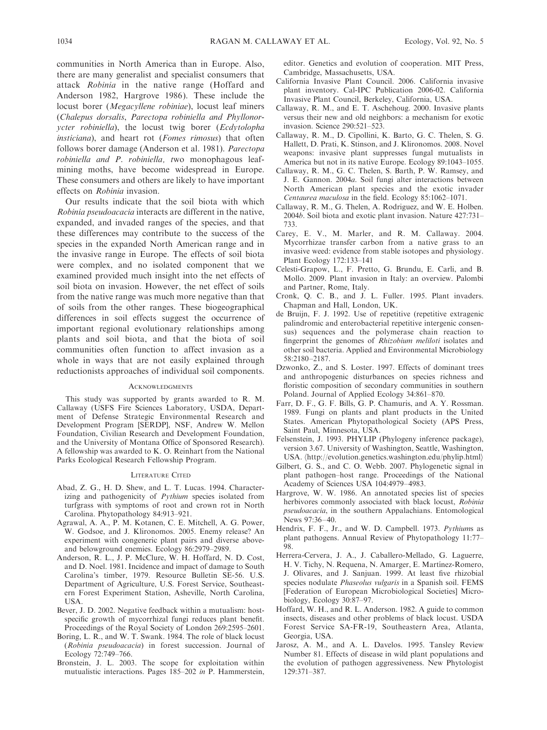communities in North America than in Europe. Also, there are many generalist and specialist consumers that attack *Robinia* in the native range (Hoffard and Anderson 1982, Hargrove 1986). These include the locust borer (*Megacyllene robiniae*), locust leaf miners (*Chalepus dorsalis*, *Parectopa robiniella and Phyllonorycter robiniella*), the locust twig borer (*Ecdytolopha insticiana*), and heart rot (*Fomes rimosus*) that often follows borer damage (Anderson et al. 1981). *Parectopa robiniella and P. robiniella, t*wo monophagous leaf-mining moths, have become widespread in Europe. These consumers and others are likely to have important effects on *Robinia* invasion.

Our results indicate that the soil biota with which *Robinia pseudoacacia* interacts are different in the native, expanded, and invaded ranges of the species, and that these differences may contribute to the success of the species in the expanded North American range and in the invasive range in Europe. The effects of soil biota were complex, and no isolated component that we examined provided much insight into the net effects of soil biota on invasion. However, the net effect of soils from the native range was much more negative than that of soils from the other ranges. These biogeographical differences in soil effects suggest the occurrence of important regional evolutionary relationships among plants and soil biota, and that the biota of soil communities often function to affect invasion as a whole in ways that are not easily explained through reductionists approaches of individual soil components.

## Acknowledgments

This study was supported by grants awarded to R. M. Callaway (USFS Fire Sciences Laboratory, USDA, Department of Defense Strategic Environmental Research and Development Program [SERDP], NSF, Andrew W. Mellon Foundation, Civilian Research and Development Foundation, and the University of Montana Office of Sponsored Research). A fellowship was awarded to K. O. Reinhart from the National Parks Ecological Research Fellowship Program.

## Literature Cited

Abad, Z. G., H. D. Shew, and L. T. Lucas. 1994. Characterizing and pathogenicity of *Pythium* species isolated from turfgrass with symptoms of root and crown rot in North Carolina. Phytopathology 84:913–921.

Agrawal, A. A., P. M. Kotanen, C. E. Mitchell, A. G. Power, W. Godsoe, and J. Klironomos. 2005. Enemy release? An experiment with congeneric plant pairs and diverse above- and belowground enemies. Ecology 86:2979–2989.

Anderson, R. L., J. P. McClure, W. H. Hoffard, N. D. Cost, and D. Noel. 1981. Incidence and impact of damage to South Carolina's timber, 1979. Resource Bulletin SE-56. U.S. Department of Agriculture, U.S. Forest Service, Southeastern Forest Experiment Station, Asheville, North Carolina, USA.

Bever, J. D. 2002. Negative feedback within a mutualism: host-specific growth of mycorrhizal fungi reduces plant benefit. Proceedings of the Royal Society of London 269:2595–2601.

Boring, L. R., and W. T. Swank. 1984. The role of black locust (*Robinia pseudoacacia*) in forest succession. Journal of Ecology 72:749–766.

Bronstein, J. L. 2003. The scope for exploitation within mutualistic interactions. Pages 185–202 *in* P. Hammerstein, editor. Genetics and evolution of cooperation. MIT Press, Cambridge, Massachusetts, USA.

California Invasive Plant Council. 2006. California invasive plant inventory. Cal-IPC Publication 2006-02. California Invasive Plant Council, Berkeley, California, USA.

Callaway, R. M., and E. T. Aschehoug. 2000. Invasive plants versus their new and old neighbors: a mechanism for exotic invasion. Science 290:521–523.

Callaway, R. M., D. Cipollini, K. Barto, G. C. Thelen, S. G. Hallett, D. Prati, K. Stinson, and J. Klironomos. 2008. Novel weapons: invasive plant suppresses fungal mutualists in America but not in its native Europe. Ecology 89:1043–1055.

Callaway, R. M., G. C. Thelen, S. Barth, P. W. Ramsey, and J. E. Gannon. 2004*a*. Soil fungi alter interactions between North American plant species and the exotic invader *Centaurea maculosa* in the field. Ecology 85:1062–1071.

Callaway, R. M., G. C. Thelen, A. Rodriguez, and W. E. Holben. 2004*b*. Soil biota and exotic plant invasion. Nature 427:731–733.

Carey, E. V., M. Marler, and R. M. Callaway. 2004. Mycorrhizae transfer carbon from a native grass to an invasive weed: evidence from stable isotopes and physiology. Plant Ecology 172:133–141

Celesti-Grapow, L., F. Pretto, G. Brundu, E. Carli, and B. Mollo. 2009. Plant invasion in Italy: an overview. Palombi and Partner, Rome, Italy.

Cronk, Q. C. B., and J. L. Fuller. 1995. Plant invaders. Chapman and Hall, London, UK.

de Bruijn, F. J. 1992. Use of repetitive (repetitive extragenic palindromic and enterobacterial repetitive intergenic consensus) sequences and the polymerase chain reaction to fingerprint the genomes of *Rhizobium meliloti* isolates and other soil bacteria. Applied and Environmental Microbiology 58:2180–2187.

Dzwonko, Z., and S. Loster. 1997. Effects of dominant trees and anthropogenic disturbances on species richness and floristic composition of secondary communities in southern Poland. Journal of Applied Ecology 34:861–870.

Farr, D. F., G. F. Bills, G. P. Chamuris, and A. Y. Rossman. 1989. Fungi on plants and plant products in the United States. American Phytopathological Society (APS Press, Saint Paul, Minnesota, USA.

Felsenstein, J. 1993. PHYLIP (Phylogeny inference package), version 3.67. University of Washington, Seattle, Washington, USA. ⟨http://evolution.genetics.washington.edu/phylip.html⟩

Gilbert, G. S., and C. O. Webb. 2007. Phylogenetic signal in plant pathogen–host range. Proceedings of the National Academy of Sciences USA 104:4979–4983.

Hargrove, W. W. 1986. An annotated species list of species herbivores commonly associated with black locust, *Robinia pseudoacacia*, in the southern Appalachians. Entomological News 97:36–40.

Hendrix, F. F., Jr., and W. D. Campbell. 1973. *Pythium*s as plant pathogens. Annual Review of Phytopathology 11:77–98.

Herrera-Cervera, J. A., J. Caballero-Mellado, G. Laguerre, H. V. Tichy, N. Requena, N. Amarger, E. Martínez-Romero, J. Olivares, and J. Sanjuan. 1999. At least five rhizobial species nodulate *Phaseolus vulgaris* in a Spanish soil. FEMS [Federation of European Microbiological Societies] Microbiology, Ecology 30:87–97.

Hoffard, W. H., and R. L. Anderson. 1982. A guide to common insects, diseases and other problems of black locust. USDA Forest Service SA-FR-19, Southeastern Area, Atlanta, Georgia, USA.

Jarosz, A. M., and A. L. Davelos. 1995. Tansley Review Number 81. Effects of disease in wild plant populations and the evolution of pathogen aggressiveness. New Phytologist 129:371–387.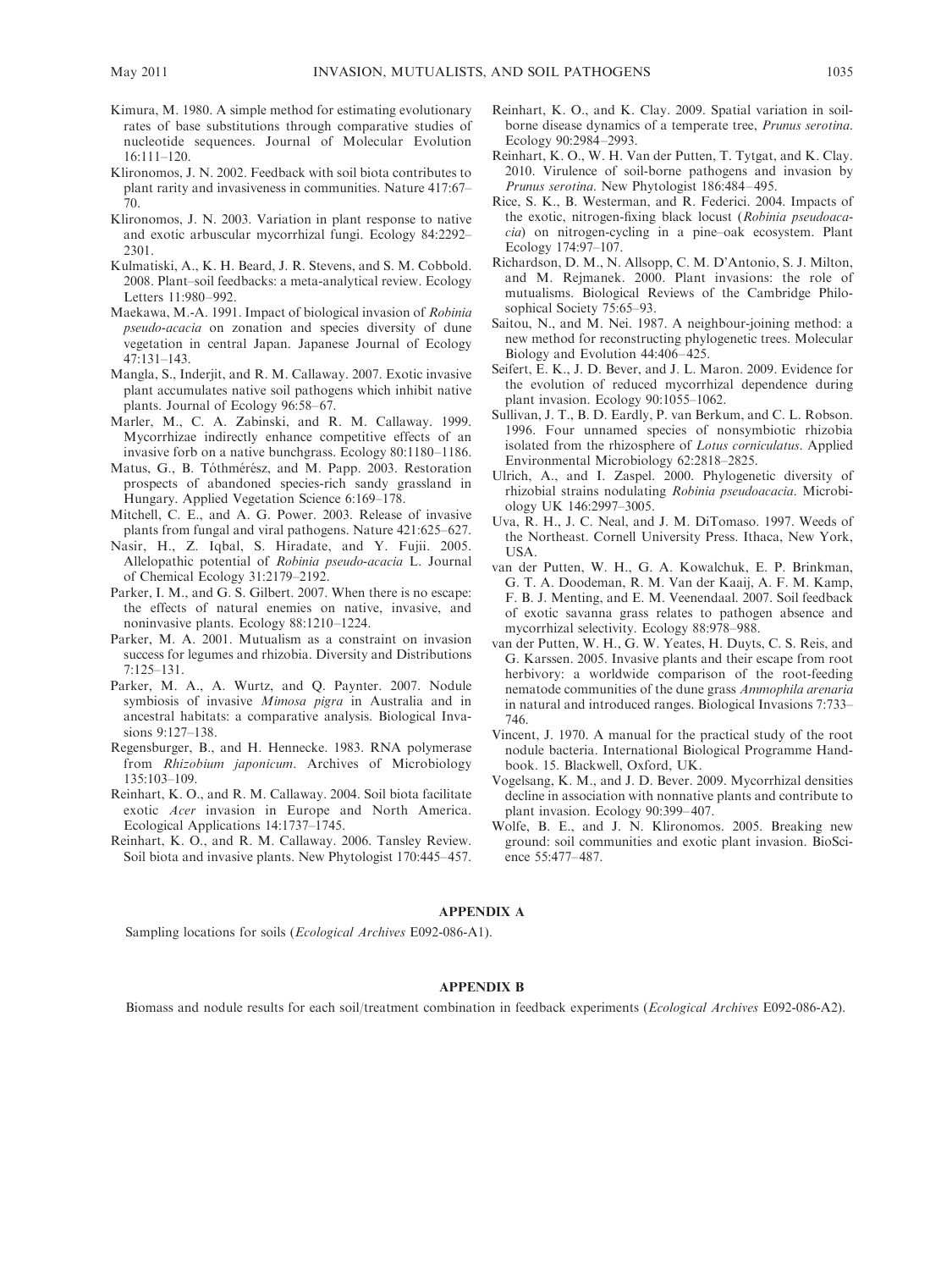Kimura, M. 1980. A simple method for estimating evolutionary rates of base substitutions through comparative studies of nucleotide sequences. Journal of Molecular Evolution 16:111–120.

Klironomos, J. N. 2002. Feedback with soil biota contributes to plant rarity and invasiveness in communities. Nature 417:67–70.

Klironomos, J. N. 2003. Variation in plant response to native and exotic arbuscular mycorrhizal fungi. Ecology 84:2292–2301.

Kulmatiski, A., K. H. Beard, J. R. Stevens, and S. M. Cobbold. 2008. Plant–soil feedbacks: a meta-analytical review. Ecology Letters 11:980–992.

Maekawa, M.-A. 1991. Impact of biological invasion of *Robinia pseudo-acacia* on zonation and species diversity of dune vegetation in central Japan. Japanese Journal of Ecology 47:131–143.

Mangla, S., Inderjit, and R. M. Callaway. 2007. Exotic invasive plant accumulates native soil pathogens which inhibit native plants. Journal of Ecology 96:58–67.

Marler, M., C. A. Zabinski, and R. M. Callaway. 1999. Mycorrhizae indirectly enhance competitive effects of an invasive forb on a native bunchgrass. Ecology 80:1180–1186.

Matus, G., B. Tóthmérész, and M. Papp. 2003. Restoration prospects of abandoned species-rich sandy grassland in Hungary. Applied Vegetation Science 6:169–178.

Mitchell, C. E., and A. G. Power. 2003. Release of invasive plants from fungal and viral pathogens. Nature 421:625–627.

Nasir, H., Z. Iqbal, S. Hiradate, and Y. Fujii. 2005. Allelopathic potential of *Robinia pseudo-acacia* L. Journal of Chemical Ecology 31:2179–2192.

Parker, I. M., and G. S. Gilbert. 2007. When there is no escape: the effects of natural enemies on native, invasive, and noninvasive plants. Ecology 88:1210–1224.

Parker, M. A. 2001. Mutualism as a constraint on invasion success for legumes and rhizobia. Diversity and Distributions 7:125–131.

Parker, M. A., A. Wurtz, and Q. Paynter. 2007. Nodule symbiosis of invasive *Mimosa pigra* in Australia and in ancestral habitats: a comparative analysis. Biological Invasions 9:127–138.

Regensburger, B., and H. Hennecke. 1983. RNA polymerase from *Rhizobium japonicum*. Archives of Microbiology 135:103–109.

Reinhart, K. O., and R. M. Callaway. 2004. Soil biota facilitate exotic *Acer* invasion in Europe and North America. Ecological Applications 14:1737–1745.

Reinhart, K. O., and R. M. Callaway. 2006. Tansley Review. Soil biota and invasive plants. New Phytologist 170:445–457.

Reinhart, K. O., and K. Clay. 2009. Spatial variation in soil-borne disease dynamics of a temperate tree, *Prunus serotina*. Ecology 90:2984–2993.

Reinhart, K. O., W. H. Van der Putten, T. Tytgat, and K. Clay. 2010. Virulence of soil-borne pathogens and invasion by *Prunus serotina*. New Phytologist 186:484–495.

Rice, S. K., B. Westerman, and R. Federici. 2004. Impacts of the exotic, nitrogen-fixing black locust (*Robinia pseudoacacia*) on nitrogen-cycling in a pine–oak ecosystem. Plant Ecology 174:97–107.

Richardson, D. M., N. Allsopp, C. M. D'Antonio, S. J. Milton, and M. Rejmanek. 2000. Plant invasions: the role of mutualisms. Biological Reviews of the Cambridge Philosophical Society 75:65–93.

Saitou, N., and M. Nei. 1987. A neighbour-joining method: a new method for reconstructing phylogenetic trees. Molecular Biology and Evolution 44:406–425.

Seifert, E. K., J. D. Bever, and J. L. Maron. 2009. Evidence for the evolution of reduced mycorrhizal dependence during plant invasion. Ecology 90:1055–1062.

Sullivan, J. T., B. D. Eardly, P. van Berkum, and C. L. Robson. 1996. Four unnamed species of nonsymbiotic rhizobia isolated from the rhizosphere of *Lotus corniculatus*. Applied Environmental Microbiology 62:2818–2825.

Ulrich, A., and I. Zaspel. 2000. Phylogenetic diversity of rhizobial strains nodulating *Robinia pseudoacacia*. Microbiology UK 146:2997–3005.

Uva, R. H., J. C. Neal, and J. M. DiTomaso. 1997. Weeds of the Northeast. Cornell University Press. Ithaca, New York, USA.

van der Putten, W. H., G. A. Kowalchuk, E. P. Brinkman, G. T. A. Doodeman, R. M. Van der Kaaij, A. F. M. Kamp, F. B. J. Menting, and E. M. Veenendaal. 2007. Soil feedback of exotic savanna grass relates to pathogen absence and mycorrhizal selectivity. Ecology 88:978–988.

van der Putten, W. H., G. W. Yeates, H. Duyts, C. S. Reis, and G. Karssen. 2005. Invasive plants and their escape from root herbivory: a worldwide comparison of the root-feeding nematode communities of the dune grass *Ammophila arenaria* in natural and introduced ranges. Biological Invasions 7:733–746.

Vincent, J. 1970. A manual for the practical study of the root nodule bacteria. International Biological Programme Handbook. 15. Blackwell, Oxford, UK.

Vogelsang, K. M., and J. D. Bever. 2009. Mycorrhizal densities decline in association with nonnative plants and contribute to plant invasion. Ecology 90:399–407.

Wolfe, B. E., and J. N. Klironomos. 2005. Breaking new ground: soil communities and exotic plant invasion. BioScience 55:477–487.

## APPENDIX A

Sampling locations for soils (*Ecological Archives* E092-086-A1).

## APPENDIX B

Biomass and nodule results for each soil/treatment combination in feedback experiments (*Ecological Archives* E092-086-A2).